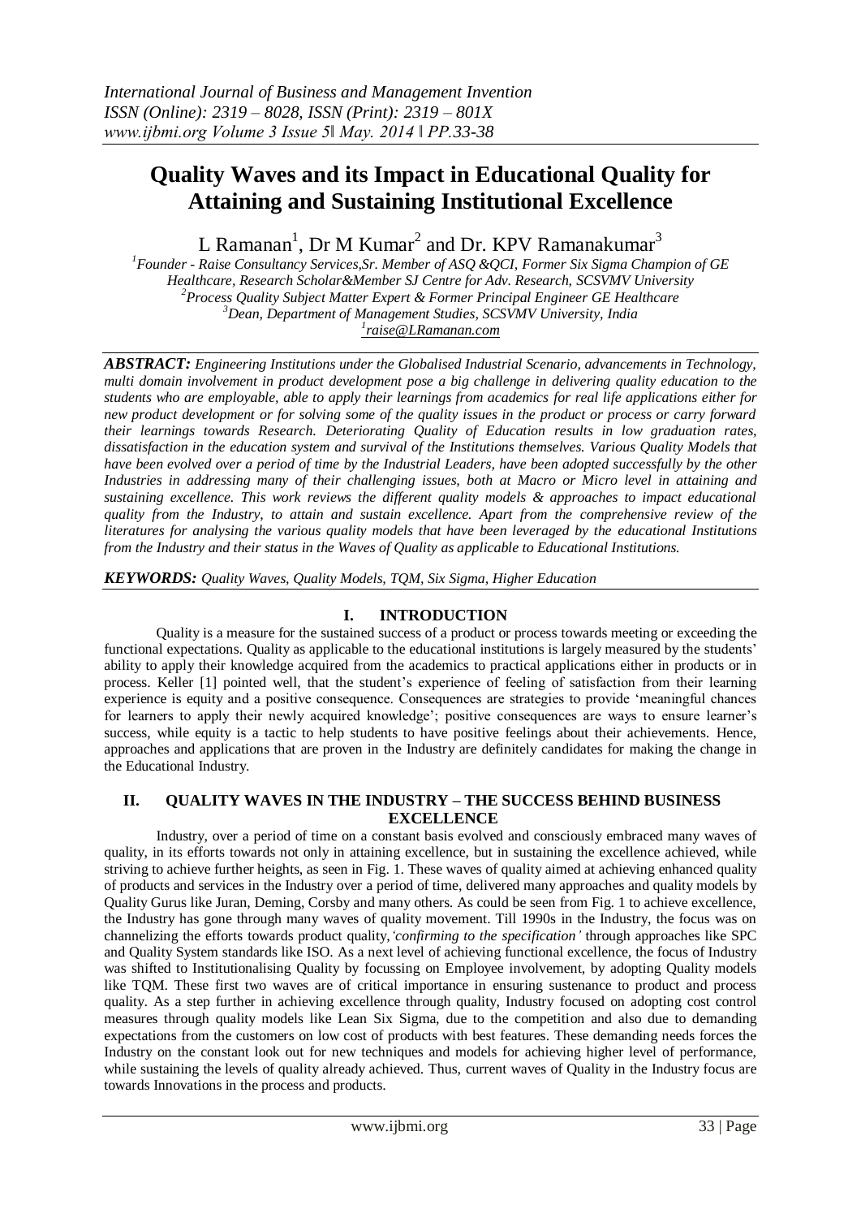# Quality Waves and its Impact in Educational Quality for Attaining and Sustaining Institutional Excellence

L Ramanan[1], Dr M Kumar[2] and Dr. KPV Ramanakumar[3]

[1]Founder - Raise Consultancy Services,Sr. Member of ASQ &QCI, Former Six Sigma Champion of GE Healthcare, Research Scholar&Member SJ Centre for Adv. Research, SCSVMV University
[2]Process Quality Subject Matter Expert & Former Principal Engineer GE Healthcare
[3]Dean, Department of Management Studies, SCSVMV University, India
[1]raise@LRamanan.com

***ABSTRACT:** Engineering Institutions under the Globalised Industrial Scenario, advancements in Technology, multi domain involvement in product development pose a big challenge in delivering quality education to the students who are employable, able to apply their learnings from academics for real life applications either for new product development or for solving some of the quality issues in the product or process or carry forward their learnings towards Research. Deteriorating Quality of Education results in low graduation rates, dissatisfaction in the education system and survival of the Institutions themselves. Various Quality Models that have been evolved over a period of time by the Industrial Leaders, have been adopted successfully by the other Industries in addressing many of their challenging issues, both at Macro or Micro level in attaining and sustaining excellence. This work reviews the different quality models & approaches to impact educational quality from the Industry, to attain and sustain excellence. Apart from the comprehensive review of the literatures for analysing the various quality models that have been leveraged by the educational Institutions from the Industry and their status in the Waves of Quality as applicable to Educational Institutions.*

***KEYWORDS:** Quality Waves, Quality Models, TQM, Six Sigma, Higher Education*

## I. INTRODUCTION

Quality is a measure for the sustained success of a product or process towards meeting or exceeding the functional expectations. Quality as applicable to the educational institutions is largely measured by the students' ability to apply their knowledge acquired from the academics to practical applications either in products or in process. Keller [1] pointed well, that the student's experience of feeling of satisfaction from their learning experience is equity and a positive consequence. Consequences are strategies to provide 'meaningful chances for learners to apply their newly acquired knowledge'; positive consequences are ways to ensure learner's success, while equity is a tactic to help students to have positive feelings about their achievements. Hence, approaches and applications that are proven in the Industry are definitely candidates for making the change in the Educational Industry.

## II. QUALITY WAVES IN THE INDUSTRY – THE SUCCESS BEHIND BUSINESS EXCELLENCE

Industry, over a period of time on a constant basis evolved and consciously embraced many waves of quality, in its efforts towards not only in attaining excellence, but in sustaining the excellence achieved, while striving to achieve further heights, as seen in Fig. 1. These waves of quality aimed at achieving enhanced quality of products and services in the Industry over a period of time, delivered many approaches and quality models by Quality Gurus like Juran, Deming, Corsby and many others. As could be seen from Fig. 1 to achieve excellence, the Industry has gone through many waves of quality movement. Till 1990s in the Industry, the focus was on channelizing the efforts towards product quality,*'confirming to the specification'* through approaches like SPC and Quality System standards like ISO. As a next level of achieving functional excellence, the focus of Industry was shifted to Institutionalising Quality by focussing on Employee involvement, by adopting Quality models like TQM. These first two waves are of critical importance in ensuring sustenance to product and process quality. As a step further in achieving excellence through quality, Industry focused on adopting cost control measures through quality models like Lean Six Sigma, due to the competition and also due to demanding expectations from the customers on low cost of products with best features. These demanding needs forces the Industry on the constant look out for new techniques and models for achieving higher level of performance, while sustaining the levels of quality already achieved. Thus, current waves of Quality in the Industry focus are towards Innovations in the process and products.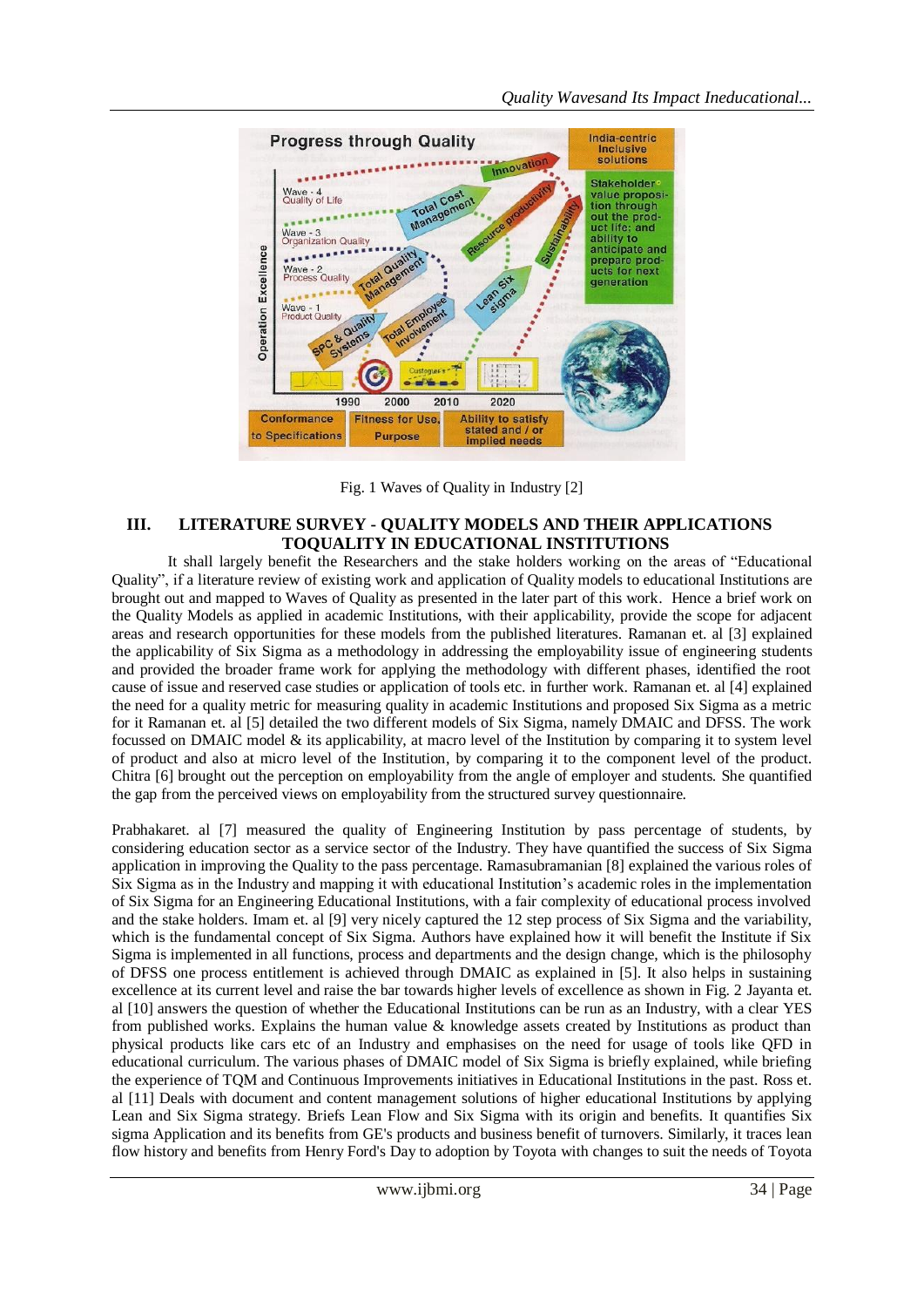Fig. 1 Waves of Quality in Industry [2]

## III. LITERATURE SURVEY - QUALITY MODELS AND THEIR APPLICATIONS TOQUALITY IN EDUCATIONAL INSTITUTIONS

It shall largely benefit the Researchers and the stake holders working on the areas of "Educational Quality", if a literature review of existing work and application of Quality models to educational Institutions are brought out and mapped to Waves of Quality as presented in the later part of this work. Hence a brief work on the Quality Models as applied in academic Institutions, with their applicability, provide the scope for adjacent areas and research opportunities for these models from the published literatures. Ramanan et. al [3] explained the applicability of Six Sigma as a methodology in addressing the employability issue of engineering students and provided the broader frame work for applying the methodology with different phases, identified the root cause of issue and reserved case studies or application of tools etc. in further work. Ramanan et. al [4] explained the need for a quality metric for measuring quality in academic Institutions and proposed Six Sigma as a metric for it Ramanan et. al [5] detailed the two different models of Six Sigma, namely DMAIC and DFSS. The work focussed on DMAIC model & its applicability, at macro level of the Institution by comparing it to system level of product and also at micro level of the Institution, by comparing it to the component level of the product. Chitra [6] brought out the perception on employability from the angle of employer and students. She quantified the gap from the perceived views on employability from the structured survey questionnaire.

Prabhakaret. al [7] measured the quality of Engineering Institution by pass percentage of students, by considering education sector as a service sector of the Industry. They have quantified the success of Six Sigma application in improving the Quality to the pass percentage. Ramasubramanian [8] explained the various roles of Six Sigma as in the Industry and mapping it with educational Institution's academic roles in the implementation of Six Sigma for an Engineering Educational Institutions, with a fair complexity of educational process involved and the stake holders. Imam et. al [9] very nicely captured the 12 step process of Six Sigma and the variability, which is the fundamental concept of Six Sigma. Authors have explained how it will benefit the Institute if Six Sigma is implemented in all functions, process and departments and the design change, which is the philosophy of DFSS one process entitlement is achieved through DMAIC as explained in [5]. It also helps in sustaining excellence at its current level and raise the bar towards higher levels of excellence as shown in Fig. 2 Jayanta et. al [10] answers the question of whether the Educational Institutions can be run as an Industry, with a clear YES from published works. Explains the human value & knowledge assets created by Institutions as product than physical products like cars etc of an Industry and emphasises on the need for usage of tools like QFD in educational curriculum. The various phases of DMAIC model of Six Sigma is briefly explained, while briefing the experience of TQM and Continuous Improvements initiatives in Educational Institutions in the past. Ross et. al [11] Deals with document and content management solutions of higher educational Institutions by applying Lean and Six Sigma strategy. Briefs Lean Flow and Six Sigma with its origin and benefits. It quantifies Six sigma Application and its benefits from GE's products and business benefit of turnovers. Similarly, it traces lean flow history and benefits from Henry Ford's Day to adoption by Toyota with changes to suit the needs of Toyota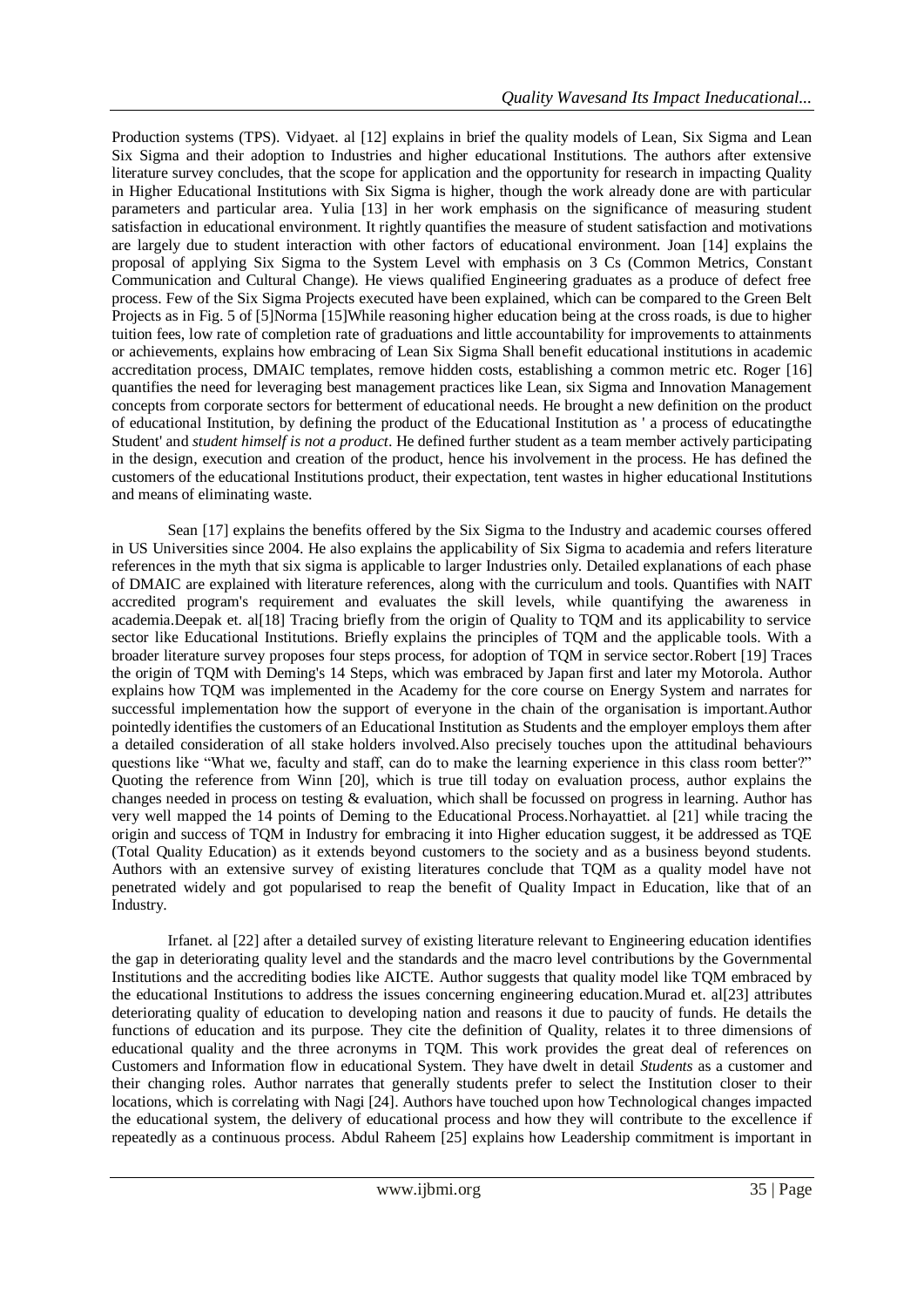Production systems (TPS). Vidyaet. al [12] explains in brief the quality models of Lean, Six Sigma and Lean Six Sigma and their adoption to Industries and higher educational Institutions. The authors after extensive literature survey concludes, that the scope for application and the opportunity for research in impacting Quality in Higher Educational Institutions with Six Sigma is higher, though the work already done are with particular parameters and particular area. Yulia [13] in her work emphasis on the significance of measuring student satisfaction in educational environment. It rightly quantifies the measure of student satisfaction and motivations are largely due to student interaction with other factors of educational environment. Joan [14] explains the proposal of applying Six Sigma to the System Level with emphasis on 3 Cs (Common Metrics, Constant Communication and Cultural Change). He views qualified Engineering graduates as a produce of defect free process. Few of the Six Sigma Projects executed have been explained, which can be compared to the Green Belt Projects as in Fig. 5 of [5]Norma [15]While reasoning higher education being at the cross roads, is due to higher tuition fees, low rate of completion rate of graduations and little accountability for improvements to attainments or achievements, explains how embracing of Lean Six Sigma Shall benefit educational institutions in academic accreditation process, DMAIC templates, remove hidden costs, establishing a common metric etc. Roger [16] quantifies the need for leveraging best management practices like Lean, six Sigma and Innovation Management concepts from corporate sectors for betterment of educational needs. He brought a new definition on the product of educational Institution, by defining the product of the Educational Institution as ' a process of educatingthe Student' and *student himself is not a product*. He defined further student as a team member actively participating in the design, execution and creation of the product, hence his involvement in the process. He has defined the customers of the educational Institutions product, their expectation, tent wastes in higher educational Institutions and means of eliminating waste.

Sean [17] explains the benefits offered by the Six Sigma to the Industry and academic courses offered in US Universities since 2004. He also explains the applicability of Six Sigma to academia and refers literature references in the myth that six sigma is applicable to larger Industries only. Detailed explanations of each phase of DMAIC are explained with literature references, along with the curriculum and tools. Quantifies with NAIT accredited program's requirement and evaluates the skill levels, while quantifying the awareness in academia.Deepak et. al[18] Tracing briefly from the origin of Quality to TQM and its applicability to service sector like Educational Institutions. Briefly explains the principles of TQM and the applicable tools. With a broader literature survey proposes four steps process, for adoption of TQM in service sector.Robert [19] Traces the origin of TQM with Deming's 14 Steps, which was embraced by Japan first and later my Motorola. Author explains how TQM was implemented in the Academy for the core course on Energy System and narrates for successful implementation how the support of everyone in the chain of the organisation is important.Author pointedly identifies the customers of an Educational Institution as Students and the employer employs them after a detailed consideration of all stake holders involved.Also precisely touches upon the attitudinal behaviours questions like "What we, faculty and staff, can do to make the learning experience in this class room better?" Quoting the reference from Winn [20], which is true till today on evaluation process, author explains the changes needed in process on testing & evaluation, which shall be focussed on progress in learning. Author has very well mapped the 14 points of Deming to the Educational Process.Norhayattiet. al [21] while tracing the origin and success of TQM in Industry for embracing it into Higher education suggest, it be addressed as TQE (Total Quality Education) as it extends beyond customers to the society and as a business beyond students. Authors with an extensive survey of existing literatures conclude that TQM as a quality model have not penetrated widely and got popularised to reap the benefit of Quality Impact in Education, like that of an Industry.

Irfanet. al [22] after a detailed survey of existing literature relevant to Engineering education identifies the gap in deteriorating quality level and the standards and the macro level contributions by the Governmental Institutions and the accrediting bodies like AICTE. Author suggests that quality model like TQM embraced by the educational Institutions to address the issues concerning engineering education.Murad et. al[23] attributes deteriorating quality of education to developing nation and reasons it due to paucity of funds. He details the functions of education and its purpose. They cite the definition of Quality, relates it to three dimensions of educational quality and the three acronyms in TQM. This work provides the great deal of references on Customers and Information flow in educational System. They have dwelt in detail *Students* as a customer and their changing roles. Author narrates that generally students prefer to select the Institution closer to their locations, which is correlating with Nagi [24]. Authors have touched upon how Technological changes impacted the educational system, the delivery of educational process and how they will contribute to the excellence if repeatedly as a continuous process. Abdul Raheem [25] explains how Leadership commitment is important in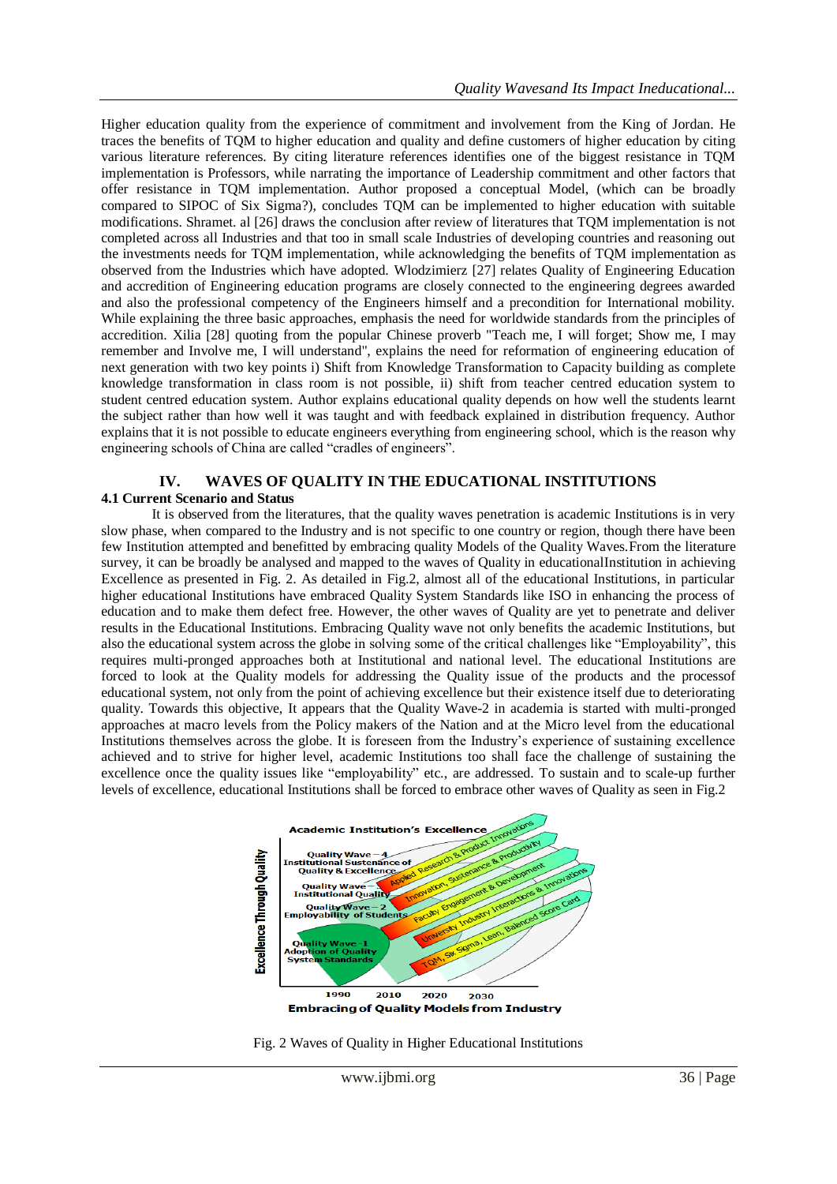Higher education quality from the experience of commitment and involvement from the King of Jordan. He traces the benefits of TQM to higher education and quality and define customers of higher education by citing various literature references. By citing literature references identifies one of the biggest resistance in TQM implementation is Professors, while narrating the importance of Leadership commitment and other factors that offer resistance in TQM implementation. Author proposed a conceptual Model, (which can be broadly compared to SIPOC of Six Sigma?), concludes TQM can be implemented to higher education with suitable modifications. Shramet. al [26] draws the conclusion after review of literatures that TQM implementation is not completed across all Industries and that too in small scale Industries of developing countries and reasoning out the investments needs for TQM implementation, while acknowledging the benefits of TQM implementation as observed from the Industries which have adopted. Wlodzimierz [27] relates Quality of Engineering Education and accreditation of Engineering education programs are closely connected to the engineering degrees awarded and also the professional competency of the Engineers himself and a precondition for International mobility. While explaining the three basic approaches, emphasis the need for worldwide standards from the principles of accreditation. Xilia [28] quoting from the popular Chinese proverb "Teach me, I will forget; Show me, I may remember and Involve me, I will understand", explains the need for reformation of engineering education of next generation with two key points i) Shift from Knowledge Transformation to Capacity building as complete knowledge transformation in class room is not possible, ii) shift from teacher centred education system to student centred education system. Author explains educational quality depends on how well the students learnt the subject rather than how well it was taught and with feedback explained in distribution frequency. Author explains that it is not possible to educate engineers everything from engineering school, which is the reason why engineering schools of China are called "cradles of engineers".

## IV. WAVES OF QUALITY IN THE EDUCATIONAL INSTITUTIONS

### 4.1 Current Scenario and Status

It is observed from the literatures, that the quality waves penetration is academic Institutions is in very slow phase, when compared to the Industry and is not specific to one country or region, though there have been few Institution attempted and benefitted by embracing quality Models of the Quality Waves.From the literature survey, it can be broadly be analysed and mapped to the waves of Quality in educationalInstitution in achieving Excellence as presented in Fig. 2. As detailed in Fig.2, almost all of the educational Institutions, in particular higher educational Institutions have embraced Quality System Standards like ISO in enhancing the process of education and to make them defect free. However, the other waves of Quality are yet to penetrate and deliver results in the Educational Institutions. Embracing Quality wave not only benefits the academic Institutions, but also the educational system across the globe in solving some of the critical challenges like "Employability", this requires multi-pronged approaches both at Institutional and national level. The educational Institutions are forced to look at the Quality models for addressing the Quality issue of the products and the processof educational system, not only from the point of achieving excellence but their existence itself due to deteriorating quality. Towards this objective, It appears that the Quality Wave-2 in academia is started with multi-pronged approaches at macro levels from the Policy makers of the Nation and at the Micro level from the educational Institutions themselves across the globe. It is foreseen from the Industry's experience of sustaining excellence achieved and to strive for higher level, academic Institutions too shall face the challenge of sustaining the excellence once the quality issues like "employability" etc., are addressed. To sustain and to scale-up further levels of excellence, educational Institutions shall be forced to embrace other waves of Quality as seen in Fig.2

Fig. 2 Waves of Quality in Higher Educational Institutions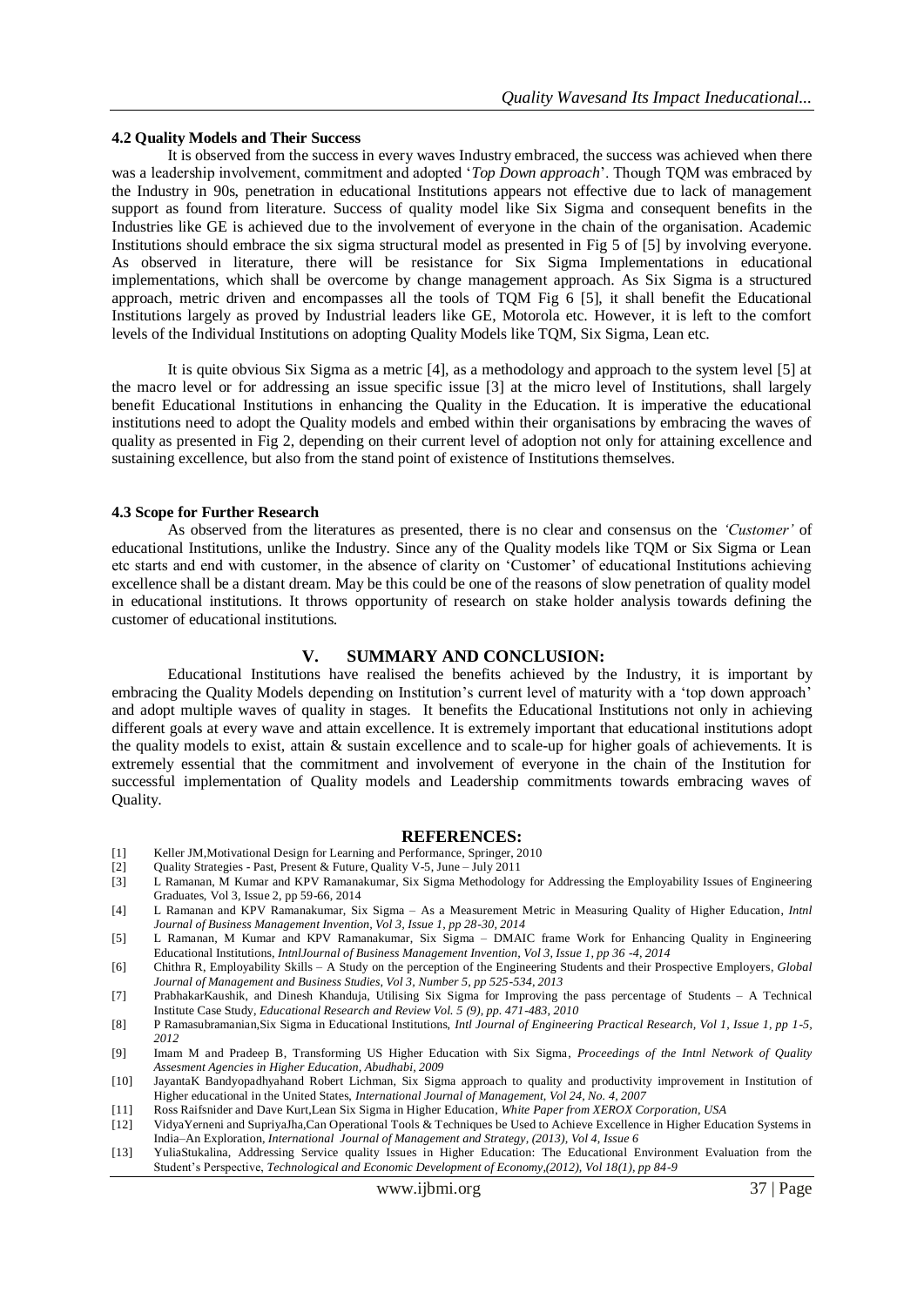### 4.2 Quality Models and Their Success

It is observed from the success in every waves Industry embraced, the success was achieved when there was a leadership involvement, commitment and adopted '*Top Down approach*'. Though TQM was embraced by the Industry in 90s, penetration in educational Institutions appears not effective due to lack of management support as found from literature. Success of quality model like Six Sigma and consequent benefits in the Industries like GE is achieved due to the involvement of everyone in the chain of the organisation. Academic Institutions should embrace the six sigma structural model as presented in Fig 5 of [5] by involving everyone. As observed in literature, there will be resistance for Six Sigma Implementations in educational implementations, which shall be overcome by change management approach. As Six Sigma is a structured approach, metric driven and encompasses all the tools of TQM Fig 6 [5], it shall benefit the Educational Institutions largely as proved by Industrial leaders like GE, Motorola etc. However, it is left to the comfort levels of the Individual Institutions on adopting Quality Models like TQM, Six Sigma, Lean etc.

It is quite obvious Six Sigma as a metric [4], as a methodology and approach to the system level [5] at the macro level or for addressing an issue specific issue [3] at the micro level of Institutions, shall largely benefit Educational Institutions in enhancing the Quality in the Education. It is imperative the educational institutions need to adopt the Quality models and embed within their organisations by embracing the waves of quality as presented in Fig 2, depending on their current level of adoption not only for attaining excellence and sustaining excellence, but also from the stand point of existence of Institutions themselves.

### 4.3 Scope for Further Research

As observed from the literatures as presented, there is no clear and consensus on the *'Customer'* of educational Institutions, unlike the Industry. Since any of the Quality models like TQM or Six Sigma or Lean etc starts and end with customer, in the absence of clarity on 'Customer' of educational Institutions achieving excellence shall be a distant dream. May be this could be one of the reasons of slow penetration of quality model in educational institutions. It throws opportunity of research on stake holder analysis towards defining the customer of educational institutions.

## V. SUMMARY AND CONCLUSION:

Educational Institutions have realised the benefits achieved by the Industry, it is important by embracing the Quality Models depending on Institution's current level of maturity with a 'top down approach' and adopt multiple waves of quality in stages. It benefits the Educational Institutions not only in achieving different goals at every wave and attain excellence. It is extremely important that educational institutions adopt the quality models to exist, attain & sustain excellence and to scale-up for higher goals of achievements. It is extremely essential that the commitment and involvement of everyone in the chain of the Institution for successful implementation of Quality models and Leadership commitments towards embracing waves of Quality.

## REFERENCES:

[1] Keller JM,Motivational Design for Learning and Performance, Springer, 2010

[2] Quality Strategies - Past, Present & Future, Quality V-5, June – July 2011

[3] L Ramanan, M Kumar and KPV Ramanakumar, Six Sigma Methodology for Addressing the Employability Issues of Engineering Graduates, Vol 3, Issue 2, pp 59-66, 2014

[4] L Ramanan and KPV Ramanakumar, Six Sigma – As a Measurement Metric in Measuring Quality of Higher Education, *Intnl Journal of Business Management Invention, Vol 3, Issue 1, pp 28-30, 2014*

[5] L Ramanan, M Kumar and KPV Ramanakumar, Six Sigma – DMAIC frame Work for Enhancing Quality in Engineering Educational Institutions, *IntnlJournal of Business Management Invention, Vol 3, Issue 1, pp 36 -4, 2014*

[6] Chithra R, Employability Skills – A Study on the perception of the Engineering Students and their Prospective Employers, *Global Journal of Management and Business Studies, Vol 3, Number 5, pp 525-534, 2013*

[7] PrabhakarKaushik, and Dinesh Khanduja, Utilising Six Sigma for Improving the pass percentage of Students – A Technical Institute Case Study, *Educational Research and Review Vol. 5 (9), pp. 471-483, 2010*

[8] P Ramasubramanian,Six Sigma in Educational Institutions, *Intl Journal of Engineering Practical Research, Vol 1, Issue 1, pp 1-5, 2012*

[9] Imam M and Pradeep B, Transforming US Higher Education with Six Sigma, *Proceedings of the Intnl Network of Quality Assesment Agencies in Higher Education, Abudhabi, 2009*

[10] JayantaK Bandyopadhyahand Robert Lichman, Six Sigma approach to quality and productivity improvement in Institution of Higher educational in the United States, *International Journal of Management, Vol 24, No. 4, 2007*

[11] Ross Raifsnider and Dave Kurt,Lean Six Sigma in Higher Education, *White Paper from XEROX Corporation, USA*

[12] VidyaYerneni and SupriyaJha,Can Operational Tools & Techniques be Used to Achieve Excellence in Higher Education Systems in India–An Exploration, *International Journal of Management and Strategy, (2013), Vol 4, Issue 6*

[13] YuliaStukalina, Addressing Service quality Issues in Higher Education: The Educational Environment Evaluation from the Student's Perspective, *Technological and Economic Development of Economy,(2012), Vol 18(1), pp 84-9*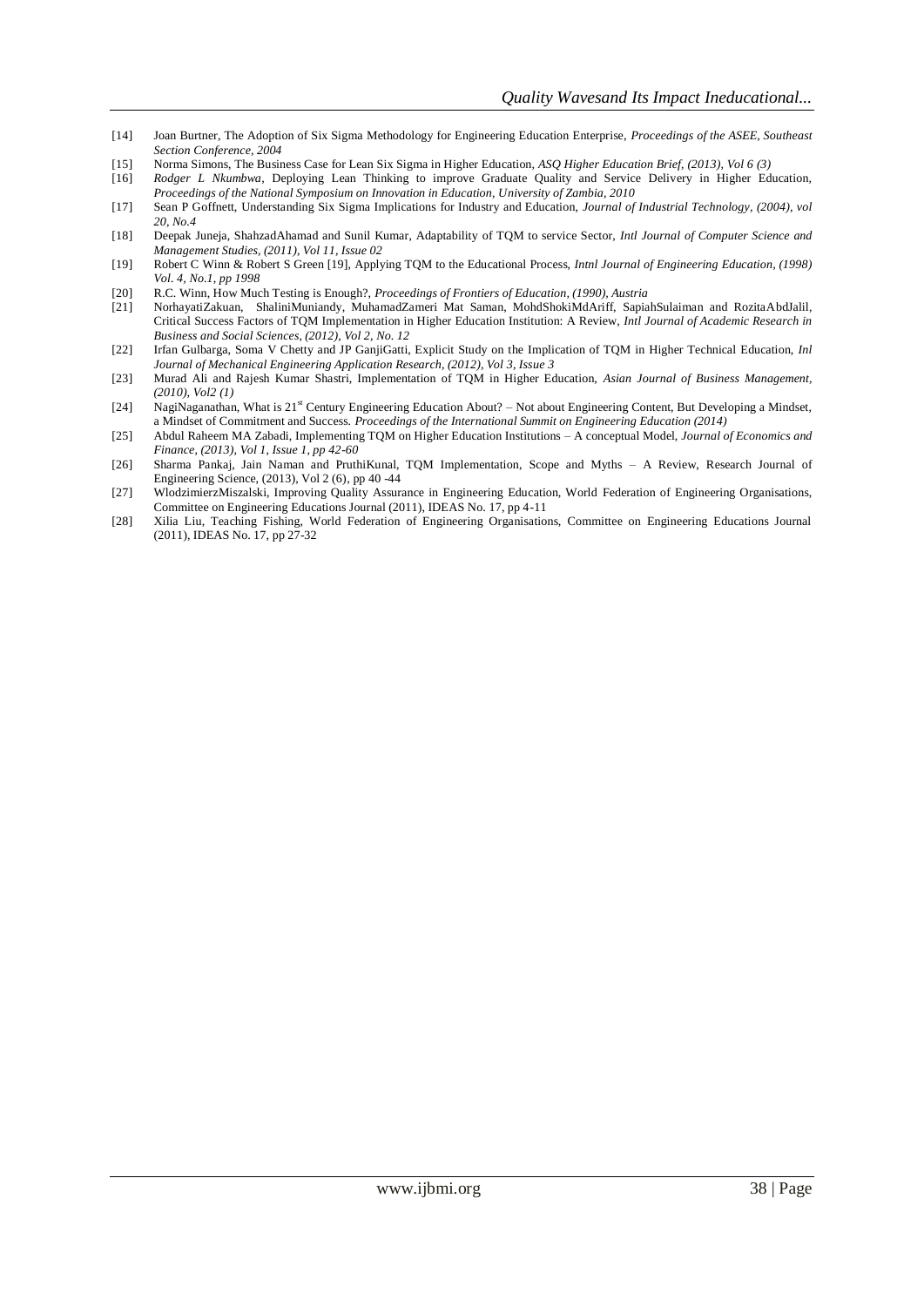[14] Joan Burtner, The Adoption of Six Sigma Methodology for Engineering Education Enterprise, *Proceedings of the ASEE, Southeast Section Conference, 2004*

[15] Norma Simons, The Business Case for Lean Six Sigma in Higher Education, *ASQ Higher Education Brief, (2013), Vol 6 (3)*

[16] *Rodger L Nkumbwa*, Deploying Lean Thinking to improve Graduate Quality and Service Delivery in Higher Education, *Proceedings of the National Symposium on Innovation in Education, University of Zambia, 2010*

[17] Sean P Goffnett, Understanding Six Sigma Implications for Industry and Education, *Journal of Industrial Technology, (2004), vol 20, No.4*

[18] Deepak Juneja, ShahzadAhamad and Sunil Kumar, Adaptability of TQM to service Sector, *Intl Journal of Computer Science and Management Studies, (2011), Vol 11, Issue 02*

[19] Robert C Winn & Robert S Green [19], Applying TQM to the Educational Process, *Intnl Journal of Engineering Education, (1998) Vol. 4, No.1, pp 1998*

[20] R.C. Winn, How Much Testing is Enough?, *Proceedings of Frontiers of Education, (1990), Austria*

[21] NorhayatiZakuan, ShaliniMuniandy, MuhamadZameri Mat Saman, MohdShokiMdAriff, SapiahSulaiman and RozitaAbdJalil, Critical Success Factors of TQM Implementation in Higher Education Institution: A Review, *Intl Journal of Academic Research in Business and Social Sciences, (2012), Vol 2, No. 12*

[22] Irfan Gulbarga, Soma V Chetty and JP GanjiGatti, Explicit Study on the Implication of TQM in Higher Technical Education, *Inl Journal of Mechanical Engineering Application Research, (2012), Vol 3, Issue 3*

[23] Murad Ali and Rajesh Kumar Shastri, Implementation of TQM in Higher Education, *Asian Journal of Business Management, (2010), Vol2 (1)*

[24] NagiNaganathan, What is 21st Century Engineering Education About? – Not about Engineering Content, But Developing a Mindset, a Mindset of Commitment and Success. *Proceedings of the International Summit on Engineering Education (2014)*

[25] Abdul Raheem MA Zabadi, Implementing TQM on Higher Education Institutions – A conceptual Model, *Journal of Economics and Finance, (2013), Vol 1, Issue 1, pp 42-60*

[26] Sharma Pankaj, Jain Naman and PruthiKunal, TQM Implementation, Scope and Myths – A Review, Research Journal of Engineering Science, (2013), Vol 2 (6), pp 40 -44

[27] WlodzimierzMiszalski, Improving Quality Assurance in Engineering Education, World Federation of Engineering Organisations, Committee on Engineering Educations Journal (2011), IDEAS No. 17, pp 4-11

[28] Xilia Liu, Teaching Fishing, World Federation of Engineering Organisations, Committee on Engineering Educations Journal (2011), IDEAS No. 17, pp 27-32